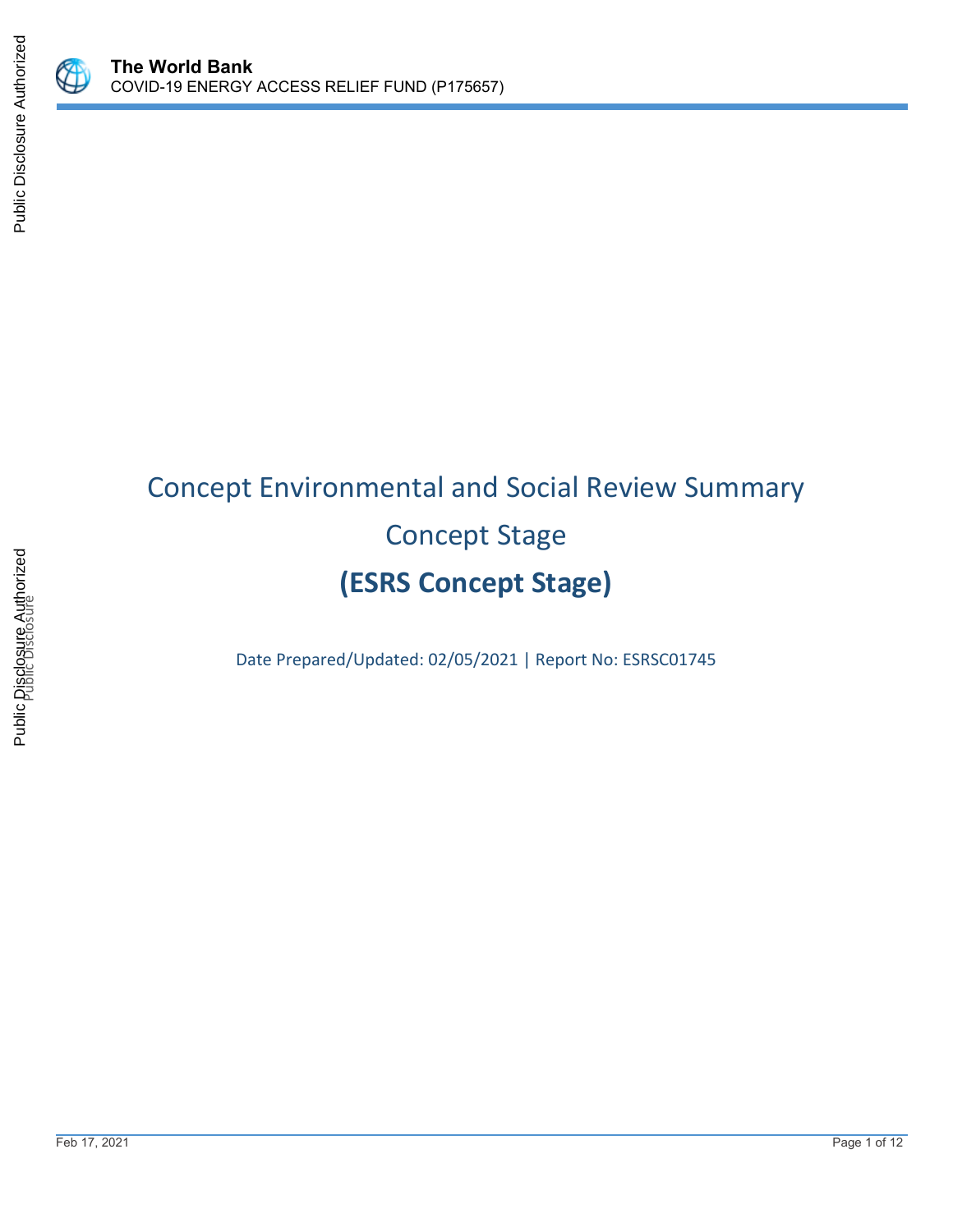# Concept Environmental and Social Review Summary

## Concept Stage

## (ESRS Concept Stage)

Date Prepared/Updated: 02/05/2021 | Report No: ESRSC01745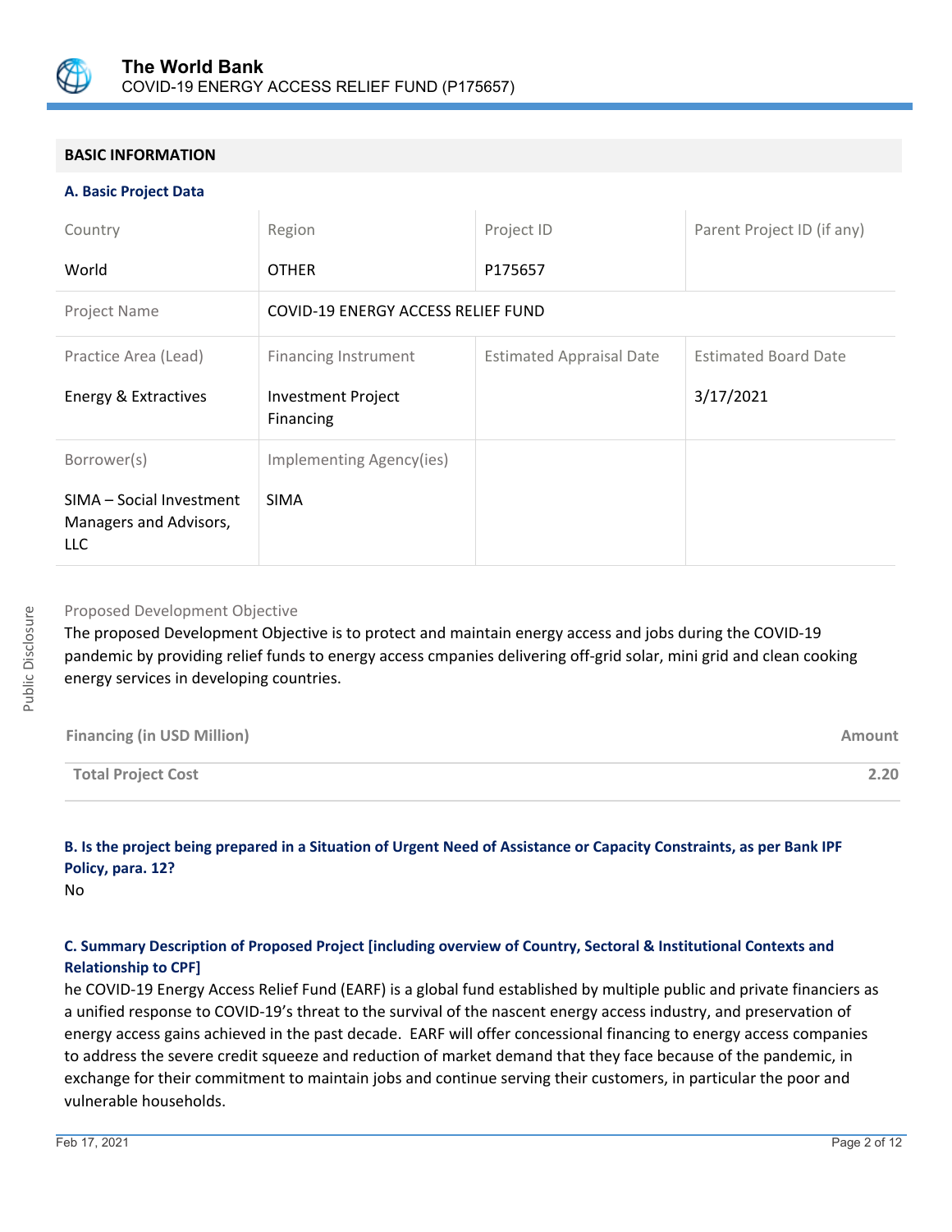## BASIC INFORMATION

### A. Basic Project Data

| Country | Region | Project ID | Parent Project ID (if any) |
|---|---|---|---|
| World | OTHER | P175657 | |
| Project Name | COVID-19 ENERGY ACCESS RELIEF FUND | | |
| Practice Area (Lead) | Financing Instrument | Estimated Appraisal Date | Estimated Board Date |
| Energy & Extractives | Investment Project Financing | | 3/17/2021 |
| Borrower(s) | Implementing Agency(ies) | | |
| SIMA – Social Investment Managers and Advisors, LLC | SIMA | | |

Proposed Development Objective

The proposed Development Objective is to protect and maintain energy access and jobs during the COVID-19 pandemic by providing relief funds to energy access cmpanies delivering off-grid solar, mini grid and clean cooking energy services in developing countries.

| Financing (in USD Million) | Amount |
|---|---|
| **Total Project Cost** | **2.20** |

### B. Is the project being prepared in a Situation of Urgent Need of Assistance or Capacity Constraints, as per Bank IPF Policy, para. 12?

No

### C. Summary Description of Proposed Project [including overview of Country, Sectoral & Institutional Contexts and Relationship to CPF]

he COVID-19 Energy Access Relief Fund (EARF) is a global fund established by multiple public and private financiers as a unified response to COVID-19's threat to the survival of the nascent energy access industry, and preservation of energy access gains achieved in the past decade. EARF will offer concessional financing to energy access companies to address the severe credit squeeze and reduction of market demand that they face because of the pandemic, in exchange for their commitment to maintain jobs and continue serving their customers, in particular the poor and vulnerable households.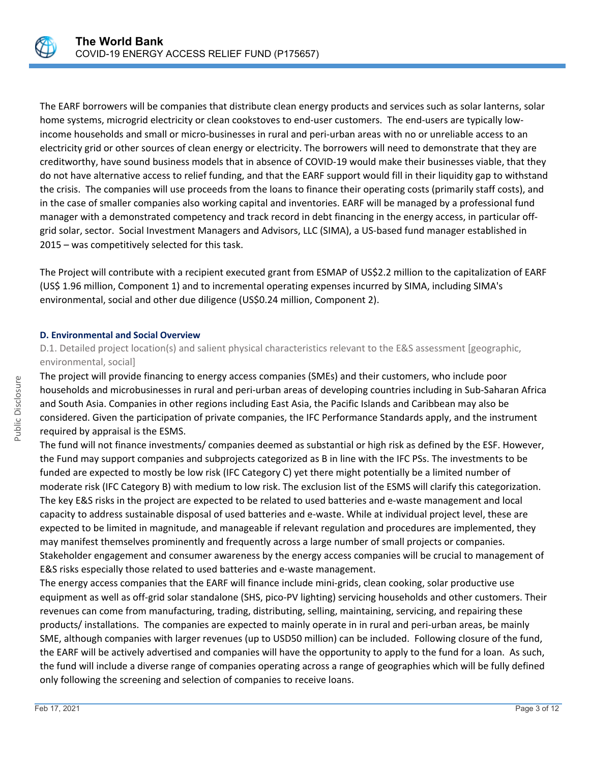The EARF borrowers will be companies that distribute clean energy products and services such as solar lanterns, solar home systems, microgrid electricity or clean cookstoves to end-user customers. The end-users are typically low-income households and small or micro-businesses in rural and peri-urban areas with no or unreliable access to an electricity grid or other sources of clean energy or electricity. The borrowers will need to demonstrate that they are creditworthy, have sound business models that in absence of COVID-19 would make their businesses viable, that they do not have alternative access to relief funding, and that the EARF support would fill in their liquidity gap to withstand the crisis. The companies will use proceeds from the loans to finance their operating costs (primarily staff costs), and in the case of smaller companies also working capital and inventories. EARF will be managed by a professional fund manager with a demonstrated competency and track record in debt financing in the energy access, in particular off-grid solar, sector. Social Investment Managers and Advisors, LLC (SIMA), a US-based fund manager established in 2015 – was competitively selected for this task.

The Project will contribute with a recipient executed grant from ESMAP of US$2.2 million to the capitalization of EARF (US$ 1.96 million, Component 1) and to incremental operating expenses incurred by SIMA, including SIMA's environmental, social and other due diligence (US$0.24 million, Component 2).

### D. Environmental and Social Overview

D.1. Detailed project location(s) and salient physical characteristics relevant to the E&S assessment [geographic, environmental, social]

The project will provide financing to energy access companies (SMEs) and their customers, who include poor households and microbusinesses in rural and peri-urban areas of developing countries including in Sub-Saharan Africa and South Asia. Companies in other regions including East Asia, the Pacific Islands and Caribbean may also be considered. Given the participation of private companies, the IFC Performance Standards apply, and the instrument required by appraisal is the ESMS.

The fund will not finance investments/ companies deemed as substantial or high risk as defined by the ESF. However, the Fund may support companies and subprojects categorized as B in line with the IFC PSs. The investments to be funded are expected to mostly be low risk (IFC Category C) yet there might potentially be a limited number of moderate risk (IFC Category B) with medium to low risk. The exclusion list of the ESMS will clarify this categorization. The key E&S risks in the project are expected to be related to used batteries and e-waste management and local capacity to address sustainable disposal of used batteries and e-waste. While at individual project level, these are expected to be limited in magnitude, and manageable if relevant regulation and procedures are implemented, they may manifest themselves prominently and frequently across a large number of small projects or companies. Stakeholder engagement and consumer awareness by the energy access companies will be crucial to management of E&S risks especially those related to used batteries and e-waste management.

The energy access companies that the EARF will finance include mini-grids, clean cooking, solar productive use equipment as well as off-grid solar standalone (SHS, pico-PV lighting) servicing households and other customers. Their revenues can come from manufacturing, trading, distributing, selling, maintaining, servicing, and repairing these products/ installations. The companies are expected to mainly operate in in rural and peri-urban areas, be mainly SME, although companies with larger revenues (up to USD50 million) can be included. Following closure of the fund, the EARF will be actively advertised and companies will have the opportunity to apply to the fund for a loan. As such, the fund will include a diverse range of companies operating across a range of geographies which will be fully defined only following the screening and selection of companies to receive loans.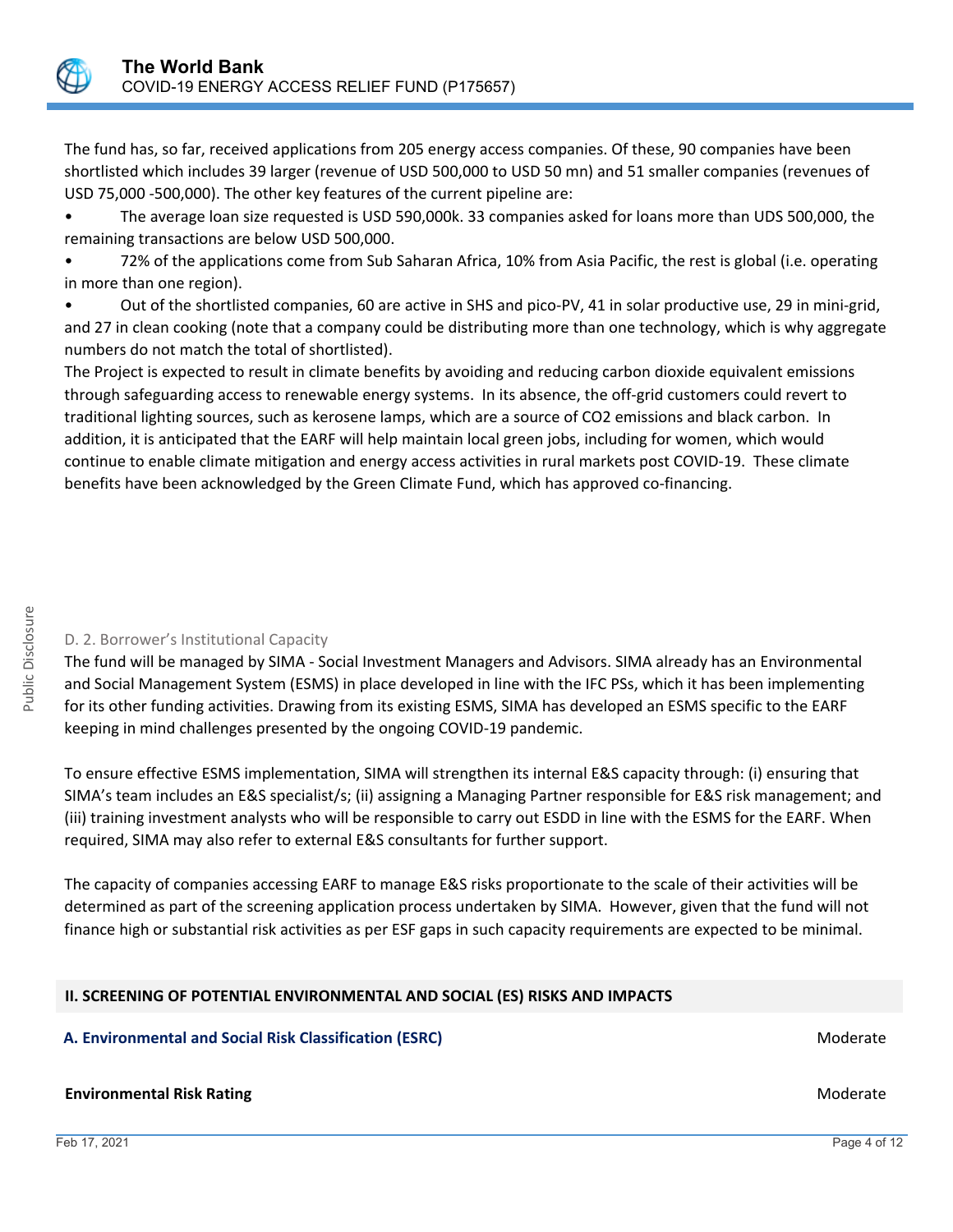The fund has, so far, received applications from 205 energy access companies. Of these, 90 companies have been shortlisted which includes 39 larger (revenue of USD 500,000 to USD 50 mn) and 51 smaller companies (revenues of USD 75,000 -500,000). The other key features of the current pipeline are:

- The average loan size requested is USD 590,000k. 33 companies asked for loans more than UDS 500,000, the remaining transactions are below USD 500,000.
- 72% of the applications come from Sub Saharan Africa, 10% from Asia Pacific, the rest is global (i.e. operating in more than one region).
- Out of the shortlisted companies, 60 are active in SHS and pico-PV, 41 in solar productive use, 29 in mini-grid, and 27 in clean cooking (note that a company could be distributing more than one technology, which is why aggregate numbers do not match the total of shortlisted).

The Project is expected to result in climate benefits by avoiding and reducing carbon dioxide equivalent emissions through safeguarding access to renewable energy systems. In its absence, the off-grid customers could revert to traditional lighting sources, such as kerosene lamps, which are a source of $CO_2$ emissions and black carbon. In addition, it is anticipated that the EARF will help maintain local green jobs, including for women, which would continue to enable climate mitigation and energy access activities in rural markets post COVID-19. These climate benefits have been acknowledged by the Green Climate Fund, which has approved co-financing.

### D. 2. Borrower's Institutional Capacity

The fund will be managed by SIMA - Social Investment Managers and Advisors. SIMA already has an Environmental and Social Management System (ESMS) in place developed in line with the IFC PSs, which it has been implementing for its other funding activities. Drawing from its existing ESMS, SIMA has developed an ESMS specific to the EARF keeping in mind challenges presented by the ongoing COVID-19 pandemic.

To ensure effective ESMS implementation, SIMA will strengthen its internal E&S capacity through: (i) ensuring that SIMA's team includes an E&S specialist/s; (ii) assigning a Managing Partner responsible for E&S risk management; and (iii) training investment analysts who will be responsible to carry out ESDD in line with the ESMS for the EARF. When required, SIMA may also refer to external E&S consultants for further support.

The capacity of companies accessing EARF to manage E&S risks proportionate to the scale of their activities will be determined as part of the screening application process undertaken by SIMA. However, given that the fund will not finance high or substantial risk activities as per ESF gaps in such capacity requirements are expected to be minimal.

## II. SCREENING OF POTENTIAL ENVIRONMENTAL AND SOCIAL (ES) RISKS AND IMPACTS

### A. Environmental and Social Risk Classification (ESRC) — Moderate

**Environmental Risk Rating** — Moderate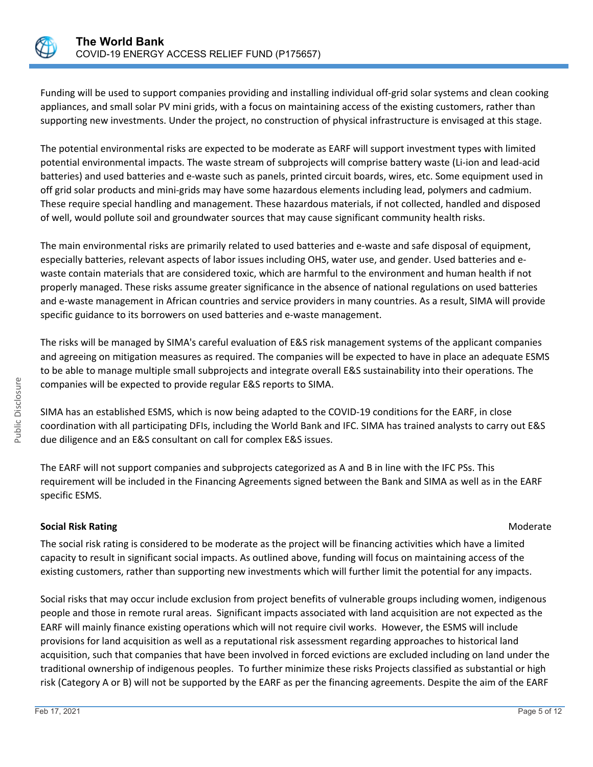Funding will be used to support companies providing and installing individual off-grid solar systems and clean cooking appliances, and small solar PV mini grids, with a focus on maintaining access of the existing customers, rather than supporting new investments. Under the project, no construction of physical infrastructure is envisaged at this stage.

The potential environmental risks are expected to be moderate as EARF will support investment types with limited potential environmental impacts. The waste stream of subprojects will comprise battery waste (Li-ion and lead-acid batteries) and used batteries and e-waste such as panels, printed circuit boards, wires, etc. Some equipment used in off grid solar products and mini-grids may have some hazardous elements including lead, polymers and cadmium. These require special handling and management. These hazardous materials, if not collected, handled and disposed of well, would pollute soil and groundwater sources that may cause significant community health risks.

The main environmental risks are primarily related to used batteries and e-waste and safe disposal of equipment, especially batteries, relevant aspects of labor issues including OHS, water use, and gender. Used batteries and e-waste contain materials that are considered toxic, which are harmful to the environment and human health if not properly managed. These risks assume greater significance in the absence of national regulations on used batteries and e-waste management in African countries and service providers in many countries. As a result, SIMA will provide specific guidance to its borrowers on used batteries and e-waste management.

The risks will be managed by SIMA's careful evaluation of E&S risk management systems of the applicant companies and agreeing on mitigation measures as required. The companies will be expected to have in place an adequate ESMS to be able to manage multiple small subprojects and integrate overall E&S sustainability into their operations. The companies will be expected to provide regular E&S reports to SIMA.

SIMA has an established ESMS, which is now being adapted to the COVID-19 conditions for the EARF, in close coordination with all participating DFIs, including the World Bank and IFC. SIMA has trained analysts to carry out E&S due diligence and an E&S consultant on call for complex E&S issues.

The EARF will not support companies and subprojects categorized as A and B in line with the IFC PSs. This requirement will be included in the Financing Agreements signed between the Bank and SIMA as well as in the EARF specific ESMS.

**Social Risk Rating** Moderate

The social risk rating is considered to be moderate as the project will be financing activities which have a limited capacity to result in significant social impacts. As outlined above, funding will focus on maintaining access of the existing customers, rather than supporting new investments which will further limit the potential for any impacts.

Social risks that may occur include exclusion from project benefits of vulnerable groups including women, indigenous people and those in remote rural areas. Significant impacts associated with land acquisition are not expected as the EARF will mainly finance existing operations which will not require civil works. However, the ESMS will include provisions for land acquisition as well as a reputational risk assessment regarding approaches to historical land acquisition, such that companies that have been involved in forced evictions are excluded including on land under the traditional ownership of indigenous peoples. To further minimize these risks Projects classified as substantial or high risk (Category A or B) will not be supported by the EARF as per the financing agreements. Despite the aim of the EARF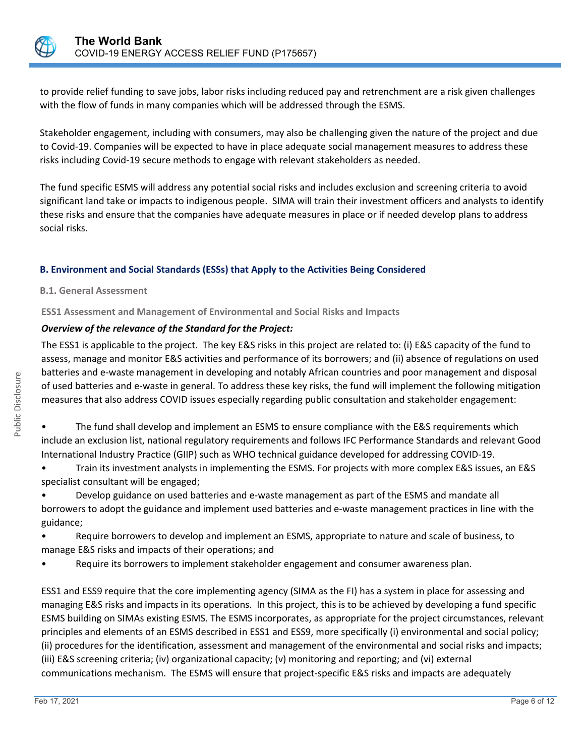to provide relief funding to save jobs, labor risks including reduced pay and retrenchment are a risk given challenges with the flow of funds in many companies which will be addressed through the ESMS.

Stakeholder engagement, including with consumers, may also be challenging given the nature of the project and due to Covid-19. Companies will be expected to have in place adequate social management measures to address these risks including Covid-19 secure methods to engage with relevant stakeholders as needed.

The fund specific ESMS will address any potential social risks and includes exclusion and screening criteria to avoid significant land take or impacts to indigenous people. SIMA will train their investment officers and analysts to identify these risks and ensure that the companies have adequate measures in place or if needed develop plans to address social risks.

## B. Environment and Social Standards (ESSs) that Apply to the Activities Being Considered

### B.1. General Assessment

#### ESS1 Assessment and Management of Environmental and Social Risks and Impacts

***Overview of the relevance of the Standard for the Project:***

The ESS1 is applicable to the project. The key E&S risks in this project are related to: (i) E&S capacity of the fund to assess, manage and monitor E&S activities and performance of its borrowers; and (ii) absence of regulations on used batteries and e-waste management in developing and notably African countries and poor management and disposal of used batteries and e-waste in general. To address these key risks, the fund will implement the following mitigation measures that also address COVID issues especially regarding public consultation and stakeholder engagement:

- The fund shall develop and implement an ESMS to ensure compliance with the E&S requirements which include an exclusion list, national regulatory requirements and follows IFC Performance Standards and relevant Good International Industry Practice (GIIP) such as WHO technical guidance developed for addressing COVID-19.
- Train its investment analysts in implementing the ESMS. For projects with more complex E&S issues, an E&S specialist consultant will be engaged;
- Develop guidance on used batteries and e-waste management as part of the ESMS and mandate all borrowers to adopt the guidance and implement used batteries and e-waste management practices in line with the guidance;
- Require borrowers to develop and implement an ESMS, appropriate to nature and scale of business, to manage E&S risks and impacts of their operations; and
- Require its borrowers to implement stakeholder engagement and consumer awareness plan.

ESS1 and ESS9 require that the core implementing agency (SIMA as the FI) has a system in place for assessing and managing E&S risks and impacts in its operations. In this project, this is to be achieved by developing a fund specific ESMS building on SIMAs existing ESMS. The ESMS incorporates, as appropriate for the project circumstances, relevant principles and elements of an ESMS described in ESS1 and ESS9, more specifically (i) environmental and social policy; (ii) procedures for the identification, assessment and management of the environmental and social risks and impacts; (iii) E&S screening criteria; (iv) organizational capacity; (v) monitoring and reporting; and (vi) external communications mechanism. The ESMS will ensure that project-specific E&S risks and impacts are adequately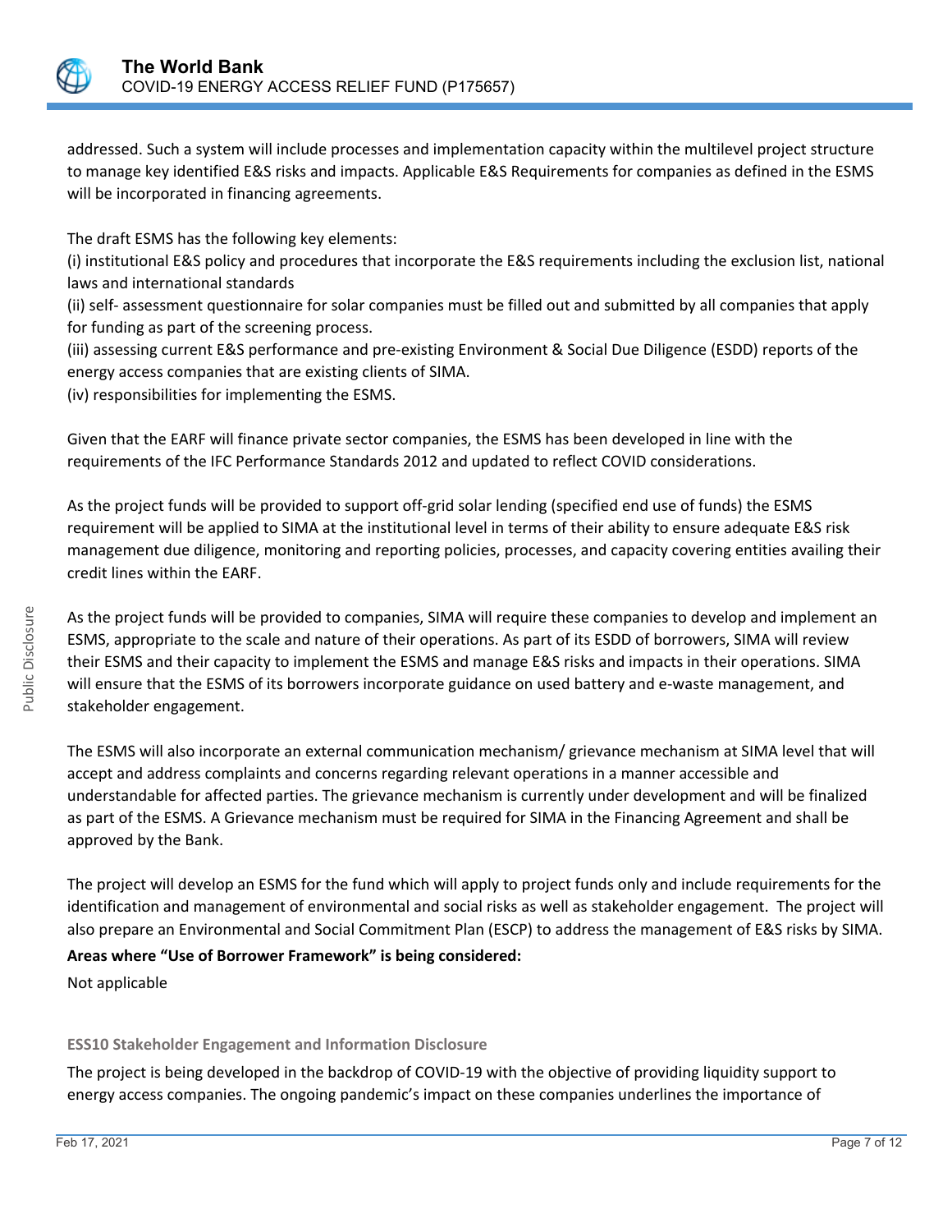addressed. Such a system will include processes and implementation capacity within the multilevel project structure to manage key identified E&S risks and impacts. Applicable E&S Requirements for companies as defined in the ESMS will be incorporated in financing agreements.

The draft ESMS has the following key elements:
(i) institutional E&S policy and procedures that incorporate the E&S requirements including the exclusion list, national laws and international standards
(ii) self- assessment questionnaire for solar companies must be filled out and submitted by all companies that apply for funding as part of the screening process.
(iii) assessing current E&S performance and pre-existing Environment & Social Due Diligence (ESDD) reports of the energy access companies that are existing clients of SIMA.
(iv) responsibilities for implementing the ESMS.

Given that the EARF will finance private sector companies, the ESMS has been developed in line with the requirements of the IFC Performance Standards 2012 and updated to reflect COVID considerations.

As the project funds will be provided to support off-grid solar lending (specified end use of funds) the ESMS requirement will be applied to SIMA at the institutional level in terms of their ability to ensure adequate E&S risk management due diligence, monitoring and reporting policies, processes, and capacity covering entities availing their credit lines within the EARF.

As the project funds will be provided to companies, SIMA will require these companies to develop and implement an ESMS, appropriate to the scale and nature of their operations. As part of its ESDD of borrowers, SIMA will review their ESMS and their capacity to implement the ESMS and manage E&S risks and impacts in their operations. SIMA will ensure that the ESMS of its borrowers incorporate guidance on used battery and e-waste management, and stakeholder engagement.

The ESMS will also incorporate an external communication mechanism/ grievance mechanism at SIMA level that will accept and address complaints and concerns regarding relevant operations in a manner accessible and understandable for affected parties. The grievance mechanism is currently under development and will be finalized as part of the ESMS. A Grievance mechanism must be required for SIMA in the Financing Agreement and shall be approved by the Bank.

The project will develop an ESMS for the fund which will apply to project funds only and include requirements for the identification and management of environmental and social risks as well as stakeholder engagement. The project will also prepare an Environmental and Social Commitment Plan (ESCP) to address the management of E&S risks by SIMA.

**Areas where "Use of Borrower Framework" is being considered:**

Not applicable

### ESS10 Stakeholder Engagement and Information Disclosure

The project is being developed in the backdrop of COVID-19 with the objective of providing liquidity support to energy access companies. The ongoing pandemic's impact on these companies underlines the importance of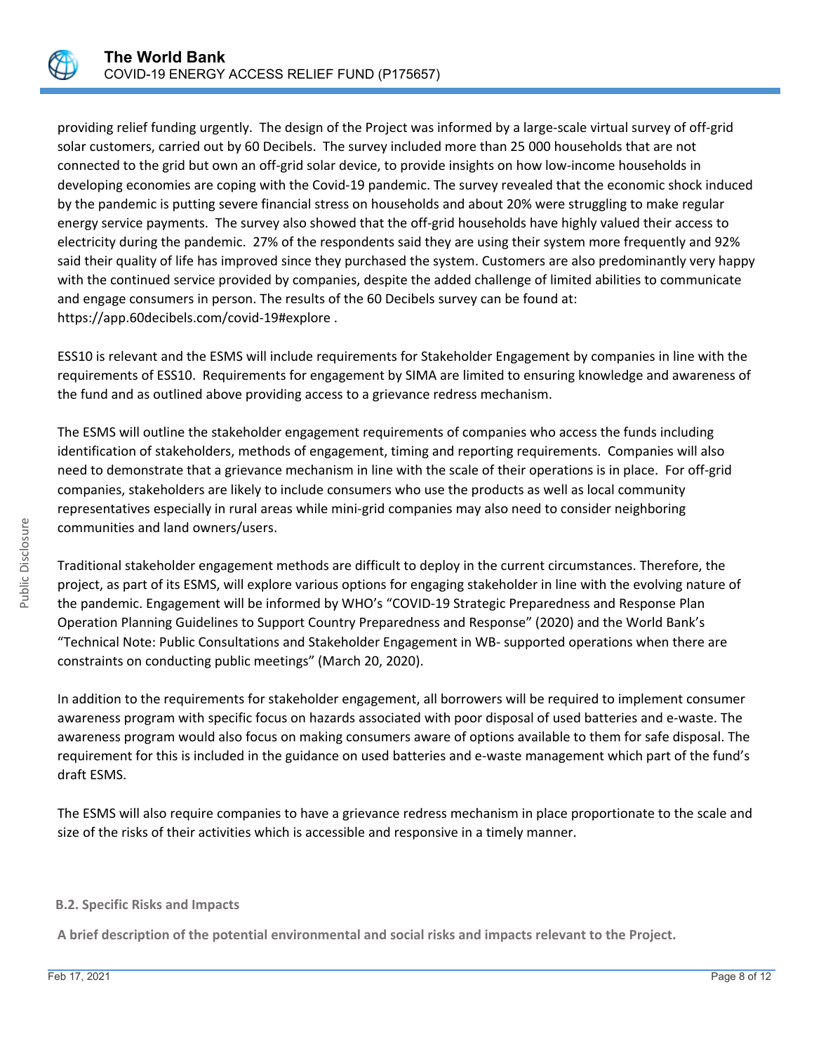providing relief funding urgently. The design of the Project was informed by a large-scale virtual survey of off-grid solar customers, carried out by 60 Decibels. The survey included more than 25 000 households that are not connected to the grid but own an off-grid solar device, to provide insights on how low-income households in developing economies are coping with the Covid-19 pandemic. The survey revealed that the economic shock induced by the pandemic is putting severe financial stress on households and about 20% were struggling to make regular energy service payments. The survey also showed that the off-grid households have highly valued their access to electricity during the pandemic. 27% of the respondents said they are using their system more frequently and 92% said their quality of life has improved since they purchased the system. Customers are also predominantly very happy with the continued service provided by companies, despite the added challenge of limited abilities to communicate and engage consumers in person. The results of the 60 Decibels survey can be found at: https://app.60decibels.com/covid-19#explore .

ESS10 is relevant and the ESMS will include requirements for Stakeholder Engagement by companies in line with the requirements of ESS10. Requirements for engagement by SIMA are limited to ensuring knowledge and awareness of the fund and as outlined above providing access to a grievance redress mechanism.

The ESMS will outline the stakeholder engagement requirements of companies who access the funds including identification of stakeholders, methods of engagement, timing and reporting requirements. Companies will also need to demonstrate that a grievance mechanism in line with the scale of their operations is in place. For off-grid companies, stakeholders are likely to include consumers who use the products as well as local community representatives especially in rural areas while mini-grid companies may also need to consider neighboring communities and land owners/users.

Traditional stakeholder engagement methods are difficult to deploy in the current circumstances. Therefore, the project, as part of its ESMS, will explore various options for engaging stakeholder in line with the evolving nature of the pandemic. Engagement will be informed by WHO's "COVID-19 Strategic Preparedness and Response Plan Operation Planning Guidelines to Support Country Preparedness and Response" (2020) and the World Bank's "Technical Note: Public Consultations and Stakeholder Engagement in WB- supported operations when there are constraints on conducting public meetings" (March 20, 2020).

In addition to the requirements for stakeholder engagement, all borrowers will be required to implement consumer awareness program with specific focus on hazards associated with poor disposal of used batteries and e-waste. The awareness program would also focus on making consumers aware of options available to them for safe disposal. The requirement for this is included in the guidance on used batteries and e-waste management which part of the fund's draft ESMS.

The ESMS will also require companies to have a grievance redress mechanism in place proportionate to the scale and size of the risks of their activities which is accessible and responsive in a timely manner.

### B.2. Specific Risks and Impacts

**A brief description of the potential environmental and social risks and impacts relevant to the Project.**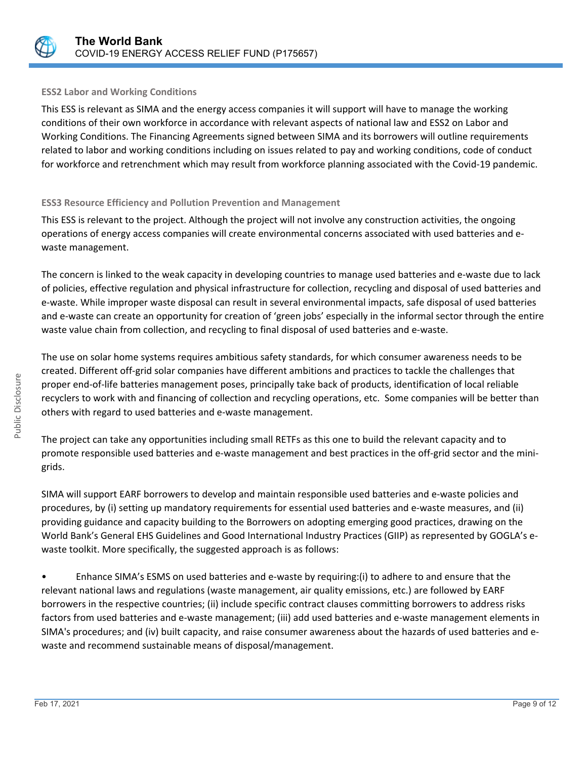### ESS2 Labor and Working Conditions

This ESS is relevant as SIMA and the energy access companies it will support will have to manage the working conditions of their own workforce in accordance with relevant aspects of national law and ESS2 on Labor and Working Conditions. The Financing Agreements signed between SIMA and its borrowers will outline requirements related to labor and working conditions including on issues related to pay and working conditions, code of conduct for workforce and retrenchment which may result from workforce planning associated with the Covid-19 pandemic.

### ESS3 Resource Efficiency and Pollution Prevention and Management

This ESS is relevant to the project. Although the project will not involve any construction activities, the ongoing operations of energy access companies will create environmental concerns associated with used batteries and e-waste management.

The concern is linked to the weak capacity in developing countries to manage used batteries and e-waste due to lack of policies, effective regulation and physical infrastructure for collection, recycling and disposal of used batteries and e-waste. While improper waste disposal can result in several environmental impacts, safe disposal of used batteries and e-waste can create an opportunity for creation of 'green jobs' especially in the informal sector through the entire waste value chain from collection, and recycling to final disposal of used batteries and e-waste.

The use on solar home systems requires ambitious safety standards, for which consumer awareness needs to be created. Different off-grid solar companies have different ambitions and practices to tackle the challenges that proper end-of-life batteries management poses, principally take back of products, identification of local reliable recyclers to work with and financing of collection and recycling operations, etc. Some companies will be better than others with regard to used batteries and e-waste management.

The project can take any opportunities including small RETFs as this one to build the relevant capacity and to promote responsible used batteries and e-waste management and best practices in the off-grid sector and the mini-grids.

SIMA will support EARF borrowers to develop and maintain responsible used batteries and e-waste policies and procedures, by (i) setting up mandatory requirements for essential used batteries and e-waste measures, and (ii) providing guidance and capacity building to the Borrowers on adopting emerging good practices, drawing on the World Bank's General EHS Guidelines and Good International Industry Practices (GIIP) as represented by GOGLA's e-waste toolkit. More specifically, the suggested approach is as follows:

- Enhance SIMA's ESMS on used batteries and e-waste by requiring:(i) to adhere to and ensure that the relevant national laws and regulations (waste management, air quality emissions, etc.) are followed by EARF borrowers in the respective countries; (ii) include specific contract clauses committing borrowers to address risks factors from used batteries and e-waste management; (iii) add used batteries and e-waste management elements in SIMA's procedures; and (iv) built capacity, and raise consumer awareness about the hazards of used batteries and e-waste and recommend sustainable means of disposal/management.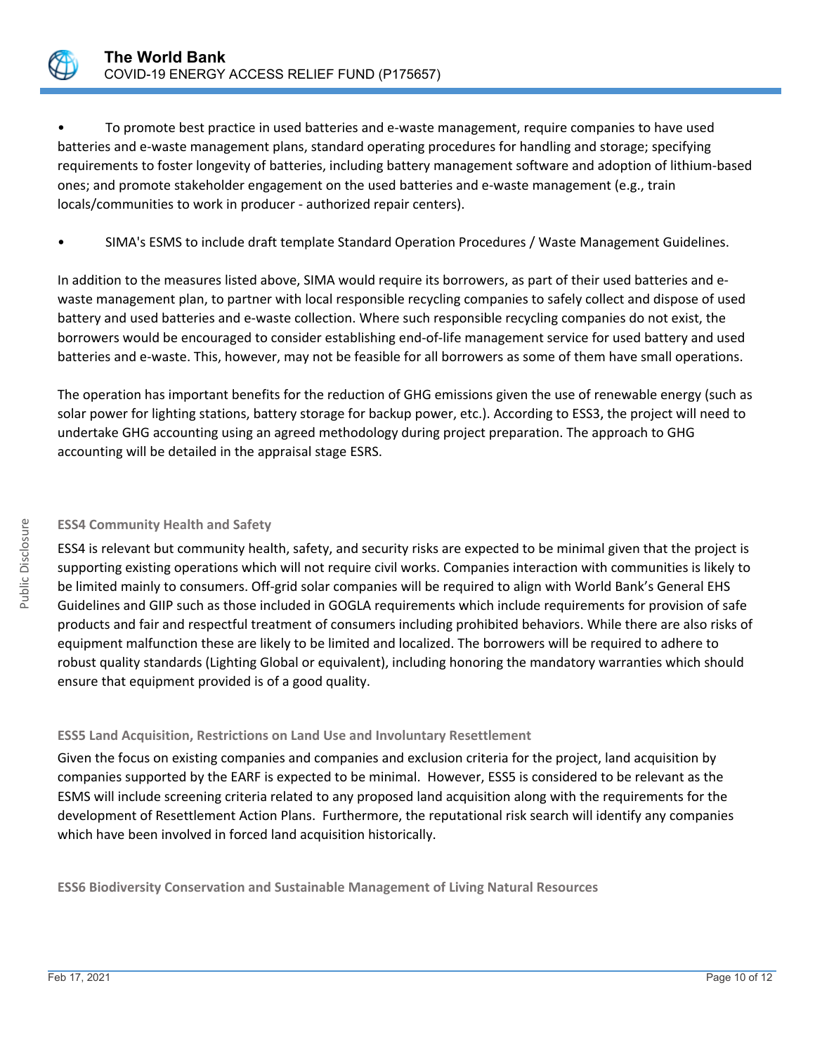- To promote best practice in used batteries and e-waste management, require companies to have used batteries and e-waste management plans, standard operating procedures for handling and storage; specifying requirements to foster longevity of batteries, including battery management software and adoption of lithium-based ones; and promote stakeholder engagement on the used batteries and e-waste management (e.g., train locals/communities to work in producer - authorized repair centers).

- SIMA's ESMS to include draft template Standard Operation Procedures / Waste Management Guidelines.

In addition to the measures listed above, SIMA would require its borrowers, as part of their used batteries and e-waste management plan, to partner with local responsible recycling companies to safely collect and dispose of used battery and used batteries and e-waste collection. Where such responsible recycling companies do not exist, the borrowers would be encouraged to consider establishing end-of-life management service for used battery and used batteries and e-waste. This, however, may not be feasible for all borrowers as some of them have small operations.

The operation has important benefits for the reduction of GHG emissions given the use of renewable energy (such as solar power for lighting stations, battery storage for backup power, etc.). According to ESS3, the project will need to undertake GHG accounting using an agreed methodology during project preparation. The approach to GHG accounting will be detailed in the appraisal stage ESRS.

**ESS4 Community Health and Safety**

ESS4 is relevant but community health, safety, and security risks are expected to be minimal given that the project is supporting existing operations which will not require civil works. Companies interaction with communities is likely to be limited mainly to consumers. Off-grid solar companies will be required to align with World Bank's General EHS Guidelines and GIIP such as those included in GOGLA requirements which include requirements for provision of safe products and fair and respectful treatment of consumers including prohibited behaviors. While there are also risks of equipment malfunction these are likely to be limited and localized. The borrowers will be required to adhere to robust quality standards (Lighting Global or equivalent), including honoring the mandatory warranties which should ensure that equipment provided is of a good quality.

**ESS5 Land Acquisition, Restrictions on Land Use and Involuntary Resettlement**

Given the focus on existing companies and companies and exclusion criteria for the project, land acquisition by companies supported by the EARF is expected to be minimal. However, ESS5 is considered to be relevant as the ESMS will include screening criteria related to any proposed land acquisition along with the requirements for the development of Resettlement Action Plans. Furthermore, the reputational risk search will identify any companies which have been involved in forced land acquisition historically.

**ESS6 Biodiversity Conservation and Sustainable Management of Living Natural Resources**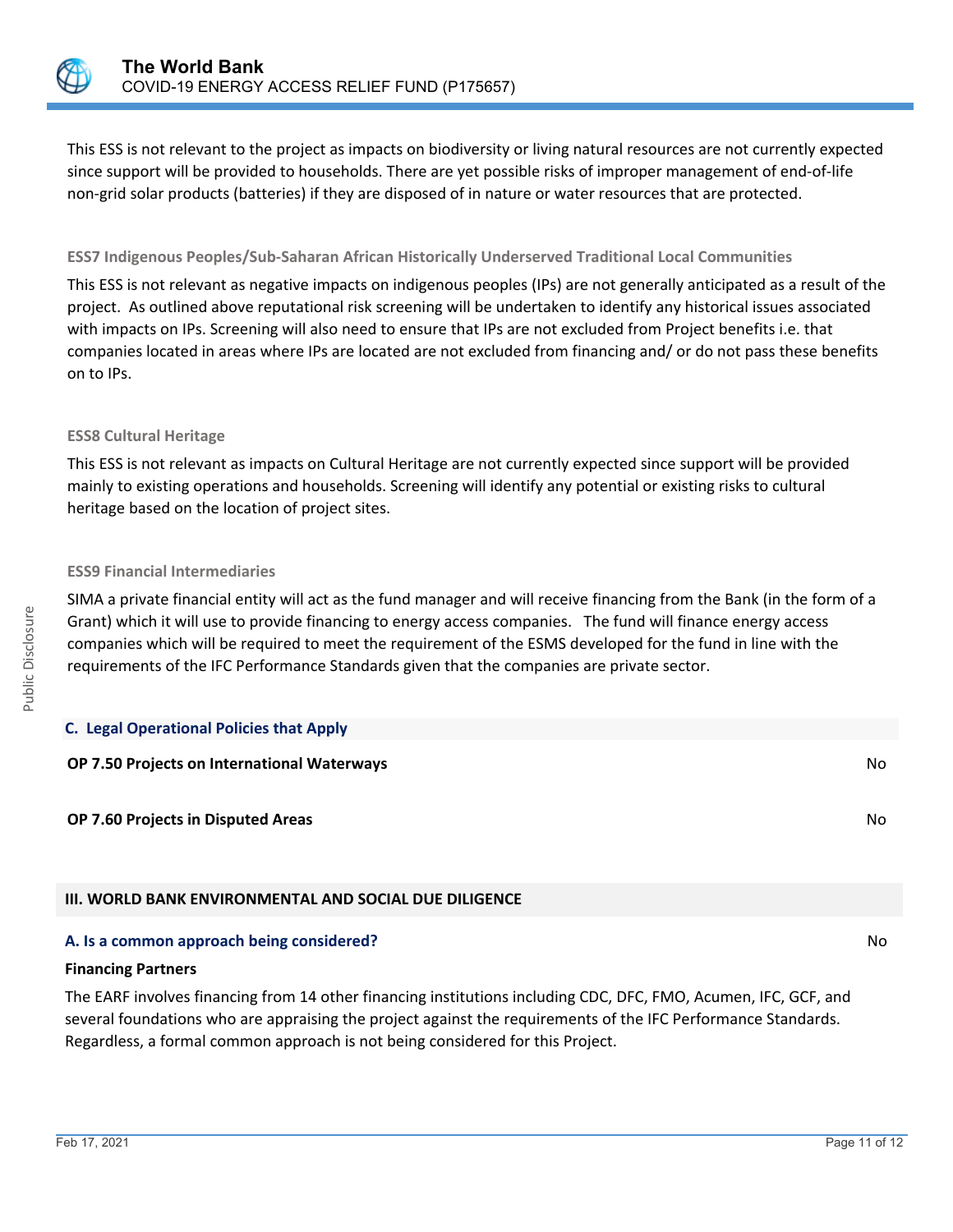This ESS is not relevant to the project as impacts on biodiversity or living natural resources are not currently expected since support will be provided to households. There are yet possible risks of improper management of end-of-life non-grid solar products (batteries) if they are disposed of in nature or water resources that are protected.

**ESS7 Indigenous Peoples/Sub-Saharan African Historically Underserved Traditional Local Communities**

This ESS is not relevant as negative impacts on indigenous peoples (IPs) are not generally anticipated as a result of the project. As outlined above reputational risk screening will be undertaken to identify any historical issues associated with impacts on IPs. Screening will also need to ensure that IPs are not excluded from Project benefits i.e. that companies located in areas where IPs are located are not excluded from financing and/ or do not pass these benefits on to IPs.

**ESS8 Cultural Heritage**

This ESS is not relevant as impacts on Cultural Heritage are not currently expected since support will be provided mainly to existing operations and households. Screening will identify any potential or existing risks to cultural heritage based on the location of project sites.

**ESS9 Financial Intermediaries**

SIMA a private financial entity will act as the fund manager and will receive financing from the Bank (in the form of a Grant) which it will use to provide financing to energy access companies. The fund will finance energy access companies which will be required to meet the requirement of the ESMS developed for the fund in line with the requirements of the IFC Performance Standards given that the companies are private sector.

### C. Legal Operational Policies that Apply

| | |
|---|---|
| **OP 7.50 Projects on International Waterways** | No |
| **OP 7.60 Projects in Disputed Areas** | No |

## III. WORLD BANK ENVIRONMENTAL AND SOCIAL DUE DILIGENCE

### A. Is a common approach being considered? No

**Financing Partners**

The EARF involves financing from 14 other financing institutions including CDC, DFC, FMO, Acumen, IFC, GCF, and several foundations who are appraising the project against the requirements of the IFC Performance Standards. Regardless, a formal common approach is not being considered for this Project.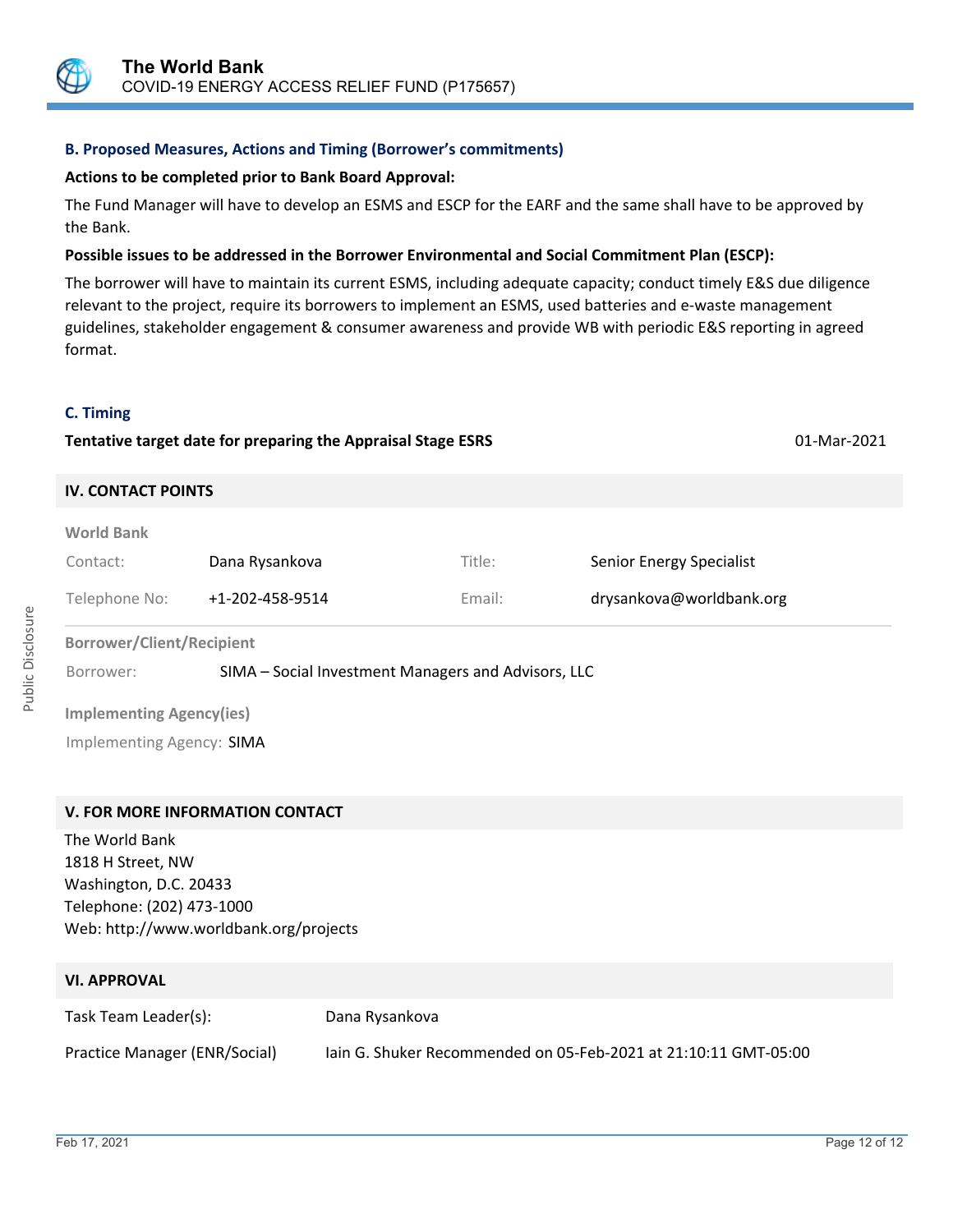### B. Proposed Measures, Actions and Timing (Borrower's commitments)

**Actions to be completed prior to Bank Board Approval:**

The Fund Manager will have to develop an ESMS and ESCP for the EARF and the same shall have to be approved by the Bank.

**Possible issues to be addressed in the Borrower Environmental and Social Commitment Plan (ESCP):**

The borrower will have to maintain its current ESMS, including adequate capacity; conduct timely E&S due diligence relevant to the project, require its borrowers to implement an ESMS, used batteries and e-waste management guidelines, stakeholder engagement & consumer awareness and provide WB with periodic E&S reporting in agreed format.

### C. Timing

**Tentative target date for preparing the Appraisal Stage ESRS** 01-Mar-2021

## IV. CONTACT POINTS

**World Bank**

| | | | |
|---|---|---|---|
| Contact: | Dana Rysankova | Title: | Senior Energy Specialist |
| Telephone No: | +1-202-458-9514 | Email: | drysankova@worldbank.org |

**Borrower/Client/Recipient**

Borrower: SIMA – Social Investment Managers and Advisors, LLC

**Implementing Agency(ies)**

Implementing Agency: SIMA

## V. FOR MORE INFORMATION CONTACT

The World Bank
1818 H Street, NW
Washington, D.C. 20433
Telephone: (202) 473-1000
Web: http://www.worldbank.org/projects

## VI. APPROVAL

| | |
|---|---|
| Task Team Leader(s): | Dana Rysankova |
| Practice Manager (ENR/Social) | Iain G. Shuker Recommended on 05-Feb-2021 at 21:10:11 GMT-05:00 |